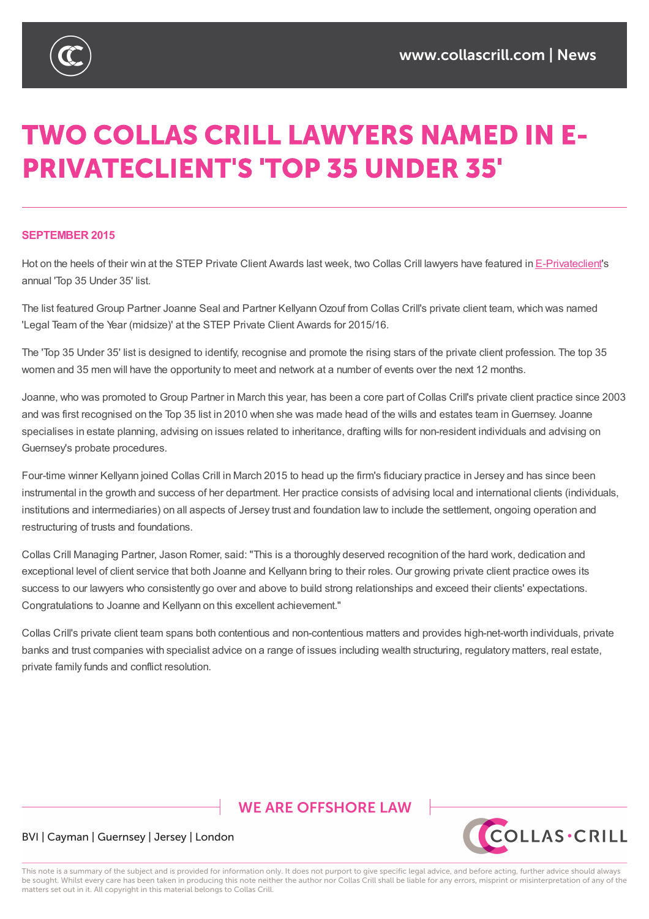# TWO COLLAS CRILL LAWYERS NAMED IN E-PRIVATECLIENT'S 'TOP 35 UNDER 35'

**SEPTEMBER 2015**

Hot on the heels of their win at the STEP Private Client Awards last week, two Collas Crill lawyers have featured in E-Privateclient's annual 'Top 35 Under 35' list.

The list featured Group Partner Joanne Seal and Partner Kellyann Ozouf from Collas Crill's private client team, which was named 'Legal Team of the Year (midsize)' at the STEP Private Client Awards for 2015/16.

The 'Top 35 Under 35' list is designed to identify, recognise and promote the rising stars of the private client profession. The top 35 women and 35 men will have the opportunity to meet and network at a number of events over the next 12 months.

Joanne, who was promoted to Group Partner in March this year, has been a core part of Collas Crill's private client practice since 2003 and was first recognised on the Top 35 list in 2010 when she was made head of the wills and estates team in Guernsey. Joanne specialises in estate planning, advising on issues related to inheritance, drafting wills for non-resident individuals and advising on Guernsey's probate procedures.

Four-time winner Kellyann joined Collas Crill in March 2015 to head up the firm's fiduciary practice in Jersey and has since been instrumental in the growth and success of her department. Her practice consists of advising local and international clients (individuals, institutions and intermediaries) on all aspects of Jersey trust and foundation law to include the settlement, ongoing operation and restructuring of trusts and foundations.

Collas Crill Managing Partner, Jason Romer, said: "This is a thoroughly deserved recognition of the hard work, dedication and exceptional level of client service that both Joanne and Kellyann bring to their roles. Our growing private client practice owes its success to our lawyers who consistently go over and above to build strong relationships and exceed their clients' expectations. Congratulations to Joanne and Kellyann on this excellent achievement."

Collas Crill's private client team spans both contentious and non-contentious matters and provides high-net-worth individuals, private banks and trust companies with specialist advice on a range of issues including wealth structuring, regulatory matters, real estate, private family funds and conflict resolution.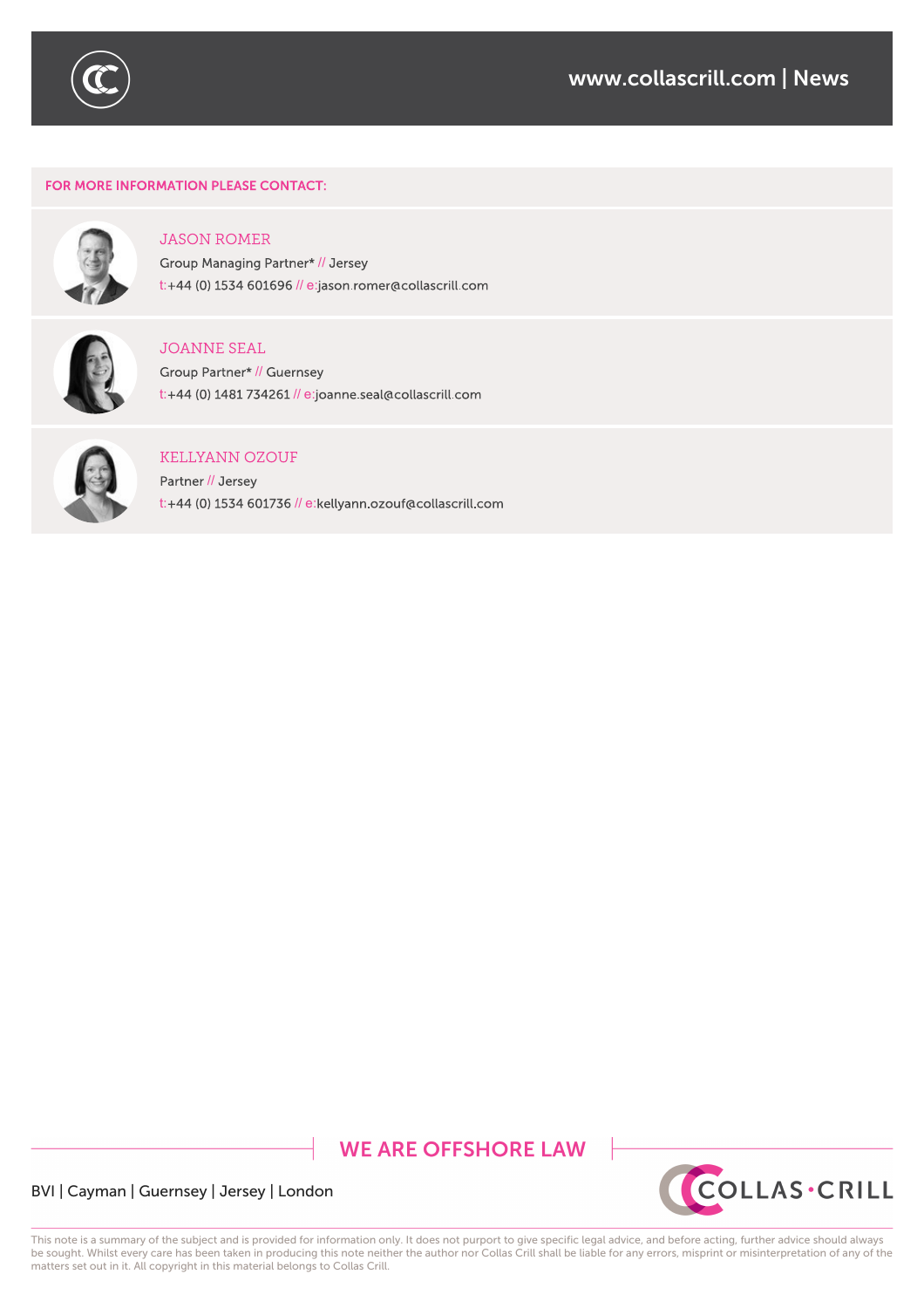**FOR MORE INFORMATION PLEASE CONTACT:**

**JASON ROMER**
Group Managing Partner* // Jersey
t:+44 (0) 1534 601696 // e:jason.romer@collascrill.com

**JOANNE SEAL**
Group Partner* // Guernsey
t:+44 (0) 1481 734261 // e:joanne.seal@collascrill.com

**KELLYANN OZOUF**
Partner // Jersey
t:+44 (0) 1534 601736 // e:kellyann.ozouf@collascrill.com

## WE ARE OFFSHORE LAW

BVI | Cayman | Guernsey | Jersey | London

COLLAS·CRILL

This note is a summary of the subject and is provided for information only. It does not purport to give specific legal advice, and before acting, further advice should always be sought. Whilst every care has been taken in producing this note neither the author nor Collas Crill shall be liable for any errors, misprint or misinterpretation of any of the matters set out in it. All copyright in this material belongs to Collas Crill.